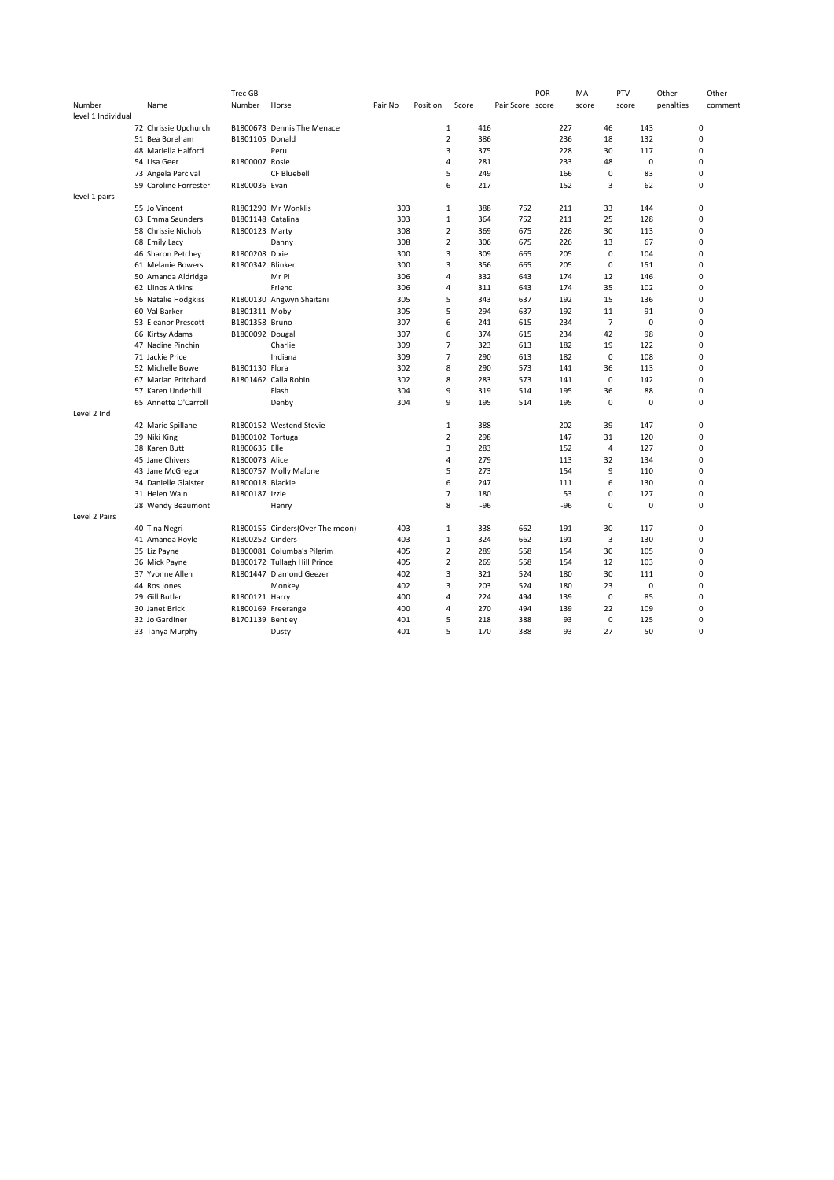| Number | Name | Trec GB Number | Horse | Pair No | Position | Score | Pair Score | POR score | MA score | PTV score | Other penalties | Other comment |
|---|---|---|---|---|---|---|---|---|---|---|---|---|
| level 1 Individual | | | | | | | | | | | | |
| 72 | Chrissie Upchurch | B1800678 | Dennis The Menace | | 1 | 416 | | 227 | 46 | 143 | 0 | |
| 51 | Bea Boreham | B1801105 | Donald | | 2 | 386 | | 236 | 18 | 132 | 0 | |
| 48 | Mariella Halford | | Peru | | 3 | 375 | | 228 | 30 | 117 | 0 | |
| 54 | Lisa Geer | R1800007 | Rosie | | 4 | 281 | | 233 | 48 | 0 | 0 | |
| 73 | Angela Percival | | CF Bluebell | | 5 | 249 | | 166 | 0 | 83 | 0 | |
| 59 | Caroline Forrester | R1800036 | Evan | | 6 | 217 | | 152 | 3 | 62 | 0 | |
| level 1 pairs | | | | | | | | | | | | |
| 55 | Jo Vincent | R1801290 | Mr Wonklis | 303 | 1 | 388 | 752 | 211 | 33 | 144 | 0 | |
| 63 | Emma Saunders | B1801148 | Catalina | 303 | 1 | 364 | 752 | 211 | 25 | 128 | 0 | |
| 58 | Chrissie Nichols | R1800123 | Marty | 308 | 2 | 369 | 675 | 226 | 30 | 113 | 0 | |
| 68 | Emily Lacy | | Danny | 308 | 2 | 306 | 675 | 226 | 13 | 67 | 0 | |
| 46 | Sharon Petchey | R1800208 | Dixie | 300 | 3 | 309 | 665 | 205 | 0 | 104 | 0 | |
| 61 | Melanie Bowers | R1800342 | Blinker | 300 | 3 | 356 | 665 | 205 | 0 | 151 | 0 | |
| 50 | Amanda Aldridge | | Mr Pi | 306 | 4 | 332 | 643 | 174 | 12 | 146 | 0 | |
| 62 | Llinos Aitkins | | Friend | 306 | 4 | 311 | 643 | 174 | 35 | 102 | 0 | |
| 56 | Natalie Hodgkiss | R1800130 | Angwyn Shaitani | 305 | 5 | 343 | 637 | 192 | 15 | 136 | 0 | |
| 60 | Val Barker | B1801311 | Moby | 305 | 5 | 294 | 637 | 192 | 11 | 91 | 0 | |
| 53 | Eleanor Prescott | B1801358 | Bruno | 307 | 6 | 241 | 615 | 234 | 7 | 0 | 0 | |
| 66 | Kirtsy Adams | B1800092 | Dougal | 307 | 6 | 374 | 615 | 234 | 42 | 98 | 0 | |
| 47 | Nadine Pinchin | | Charlie | 309 | 7 | 323 | 613 | 182 | 19 | 122 | 0 | |
| 71 | Jackie Price | | Indiana | 309 | 7 | 290 | 613 | 182 | 0 | 108 | 0 | |
| 52 | Michelle Bowe | B1801130 | Flora | 302 | 8 | 290 | 573 | 141 | 36 | 113 | 0 | |
| 67 | Marian Pritchard | B1801462 | Calla Robin | 302 | 8 | 283 | 573 | 141 | 0 | 142 | 0 | |
| 57 | Karen Underhill | | Flash | 304 | 9 | 319 | 514 | 195 | 36 | 88 | 0 | |
| 65 | Annette O'Carroll | | Denby | 304 | 9 | 195 | 514 | 195 | 0 | 0 | 0 | |
| Level 2 Ind | | | | | | | | | | | | |
| 42 | Marie Spillane | R1800152 | Westend Stevie | | 1 | 388 | | 202 | 39 | 147 | 0 | |
| 39 | Niki King | B1800102 | Tortuga | | 2 | 298 | | 147 | 31 | 120 | 0 | |
| 38 | Karen Butt | R1800635 | Elle | | 3 | 283 | | 152 | 4 | 127 | 0 | |
| 45 | Jane Chivers | R1800073 | Alice | | 4 | 279 | | 113 | 32 | 134 | 0 | |
| 43 | Jane McGregor | R1800757 | Molly Malone | | 5 | 273 | | 154 | 9 | 110 | 0 | |
| 34 | Danielle Glaister | B1800018 | Blackie | | 6 | 247 | | 111 | 6 | 130 | 0 | |
| 31 | Helen Wain | B1800187 | Izzie | | 7 | 180 | | 53 | 0 | 127 | 0 | |
| 28 | Wendy Beaumont | | Henry | | 8 | -96 | | -96 | 0 | 0 | 0 | |
| Level 2 Pairs | | | | | | | | | | | | |
| 40 | Tina Negri | R1800155 | Cinders(Over The moon) | 403 | 1 | 338 | 662 | 191 | 30 | 117 | 0 | |
| 41 | Amanda Royle | R1800252 | Cinders | 403 | 1 | 324 | 662 | 191 | 3 | 130 | 0 | |
| 35 | Liz Payne | B1800081 | Columba's Pilgrim | 405 | 2 | 289 | 558 | 154 | 30 | 105 | 0 | |
| 36 | Mick Payne | B1800172 | Tullagh Hill Prince | 405 | 2 | 269 | 558 | 154 | 12 | 103 | 0 | |
| 37 | Yvonne Allen | R1801447 | Diamond Geezer | 402 | 3 | 321 | 524 | 180 | 30 | 111 | 0 | |
| 44 | Ros Jones | | Monkey | 402 | 3 | 203 | 524 | 180 | 23 | 0 | 0 | |
| 29 | Gill Butler | R1800121 | Harry | 400 | 4 | 224 | 494 | 139 | 0 | 85 | 0 | |
| 30 | Janet Brick | R1800169 | Freerange | 400 | 4 | 270 | 494 | 139 | 22 | 109 | 0 | |
| 32 | Jo Gardiner | B1701139 | Bentley | 401 | 5 | 218 | 388 | 93 | 0 | 125 | 0 | |
| 33 | Tanya Murphy | | Dusty | 401 | 5 | 170 | 388 | 93 | 27 | 50 | 0 | |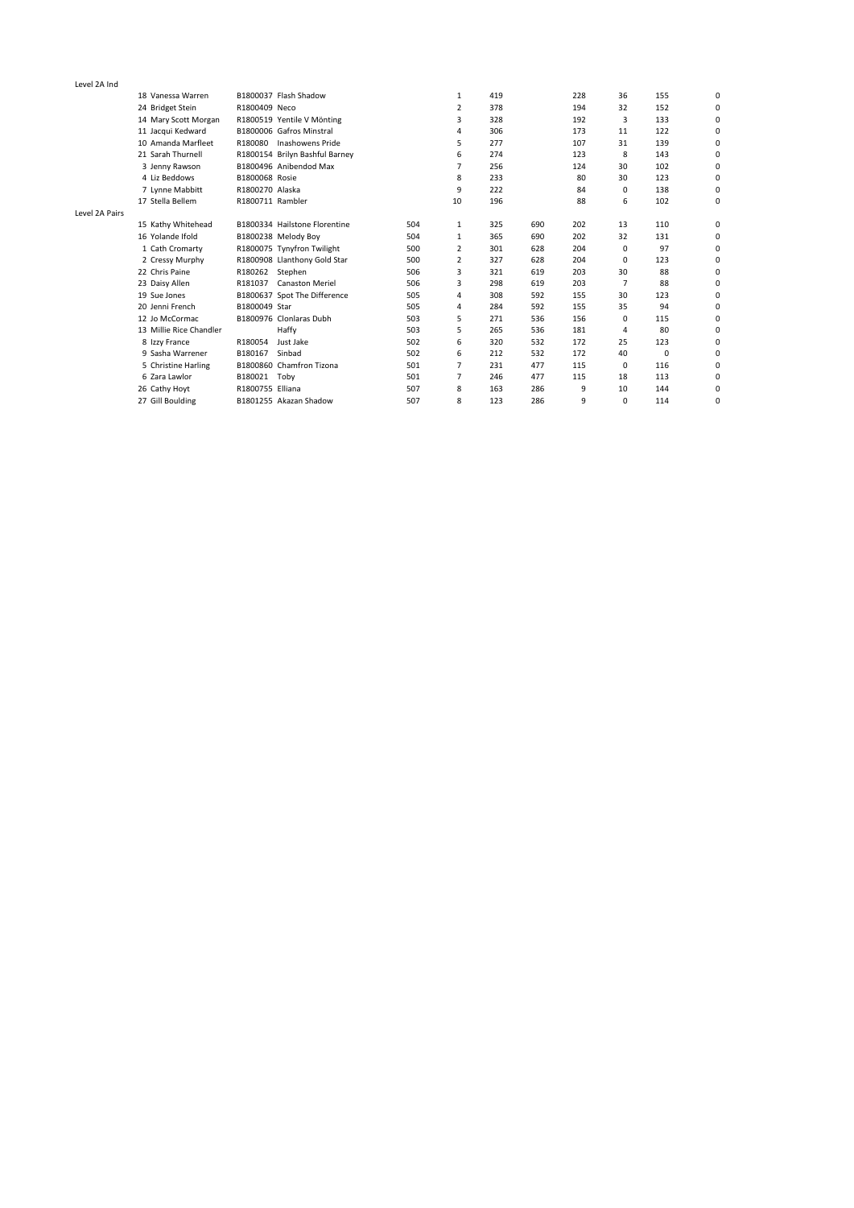Level 2A Ind

| | | | | | | | | | | | |
|---|---|---|---|---|---|---|---|---|---|---|---|
| 18 | Vanessa Warren | B1800037 | Flash Shadow | | 1 | 419 | | 228 | 36 | 155 | 0 |
| 24 | Bridget Stein | R1800409 | Neco | | 2 | 378 | | 194 | 32 | 152 | 0 |
| 14 | Mary Scott Morgan | R1800519 | Yentile V Mönting | | 3 | 328 | | 192 | 3 | 133 | 0 |
| 11 | Jacqui Kedward | B1800006 | Gafros Minstral | | 4 | 306 | | 173 | 11 | 122 | 0 |
| 10 | Amanda Marfleet | R180080 | Inashowens Pride | | 5 | 277 | | 107 | 31 | 139 | 0 |
| 21 | Sarah Thurnell | R1800154 | Brilyn Bashful Barney | | 6 | 274 | | 123 | 8 | 143 | 0 |
| 3 | Jenny Rawson | B1800496 | Anibendod Max | | 7 | 256 | | 124 | 30 | 102 | 0 |
| 4 | Liz Beddows | B1800068 | Rosie | | 8 | 233 | | 80 | 30 | 123 | 0 |
| 7 | Lynne Mabbitt | R1800270 | Alaska | | 9 | 222 | | 84 | 0 | 138 | 0 |
| 17 | Stella Bellem | R1800711 | Rambler | | 10 | 196 | | 88 | 6 | 102 | 0 |

Level 2A Pairs

| | | | | | | | | | | | |
|---|---|---|---|---|---|---|---|---|---|---|---|
| 15 | Kathy Whitehead | B1800334 | Hailstone Florentine | 504 | 1 | 325 | 690 | 202 | 13 | 110 | 0 |
| 16 | Yolande Ifold | B1800238 | Melody Boy | 504 | 1 | 365 | 690 | 202 | 32 | 131 | 0 |
| 1 | Cath Cromarty | R1800075 | Tynyfron Twilight | 500 | 2 | 301 | 628 | 204 | 0 | 97 | 0 |
| 2 | Cressy Murphy | R1800908 | Llanthony Gold Star | 500 | 2 | 327 | 628 | 204 | 0 | 123 | 0 |
| 22 | Chris Paine | R180262 | Stephen | 506 | 3 | 321 | 619 | 203 | 30 | 88 | 0 |
| 23 | Daisy Allen | R181037 | Canaston Meriel | 506 | 3 | 298 | 619 | 203 | 7 | 88 | 0 |
| 19 | Sue Jones | B1800637 | Spot The Difference | 505 | 4 | 308 | 592 | 155 | 30 | 123 | 0 |
| 20 | Jenni French | B1800049 | Star | 505 | 4 | 284 | 592 | 155 | 35 | 94 | 0 |
| 12 | Jo McCormac | B1800976 | Clonlaras Dubh | 503 | 5 | 271 | 536 | 156 | 0 | 115 | 0 |
| 13 | Millie Rice Chandler | | Haffy | 503 | 5 | 265 | 536 | 181 | 4 | 80 | 0 |
| 8 | Izzy France | R180054 | Just Jake | 502 | 6 | 320 | 532 | 172 | 25 | 123 | 0 |
| 9 | Sasha Warrener | B180167 | Sinbad | 502 | 6 | 212 | 532 | 172 | 40 | 0 | 0 |
| 5 | Christine Harling | B1800860 | Chamfron Tizona | 501 | 7 | 231 | 477 | 115 | 0 | 116 | 0 |
| 6 | Zara Lawlor | B180021 | Toby | 501 | 7 | 246 | 477 | 115 | 18 | 113 | 0 |
| 26 | Cathy Hoyt | R1800755 | Elliana | 507 | 8 | 163 | 286 | 9 | 10 | 144 | 0 |
| 27 | Gill Boulding | B1801255 | Akazan Shadow | 507 | 8 | 123 | 286 | 9 | 0 | 114 | 0 |